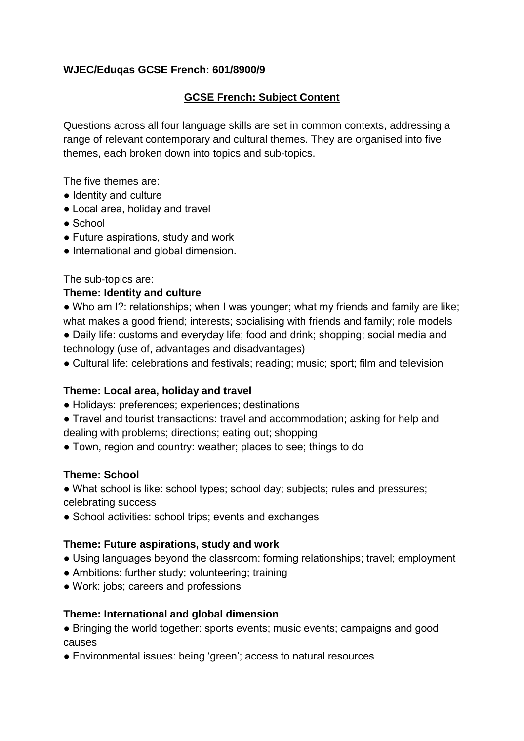**WJEC/Eduqas GCSE French: 601/8900/9**

## GCSE French: Subject Content

Questions across all four language skills are set in common contexts, addressing a range of relevant contemporary and cultural themes. They are organised into five themes, each broken down into topics and sub-topics.

The five themes are:

- Identity and culture
- Local area, holiday and travel
- School
- Future aspirations, study and work
- International and global dimension.

The sub-topics are:

**Theme: Identity and culture**

- Who am I?: relationships; when I was younger; what my friends and family are like; what makes a good friend; interests; socialising with friends and family; role models
- Daily life: customs and everyday life; food and drink; shopping; social media and technology (use of, advantages and disadvantages)
- Cultural life: celebrations and festivals; reading; music; sport; film and television

**Theme: Local area, holiday and travel**

- Holidays: preferences; experiences; destinations
- Travel and tourist transactions: travel and accommodation; asking for help and dealing with problems; directions; eating out; shopping
- Town, region and country: weather; places to see; things to do

**Theme: School**

- What school is like: school types; school day; subjects; rules and pressures; celebrating success
- School activities: school trips; events and exchanges

**Theme: Future aspirations, study and work**

- Using languages beyond the classroom: forming relationships; travel; employment
- Ambitions: further study; volunteering; training
- Work: jobs; careers and professions

**Theme: International and global dimension**

- Bringing the world together: sports events; music events; campaigns and good causes
- Environmental issues: being 'green'; access to natural resources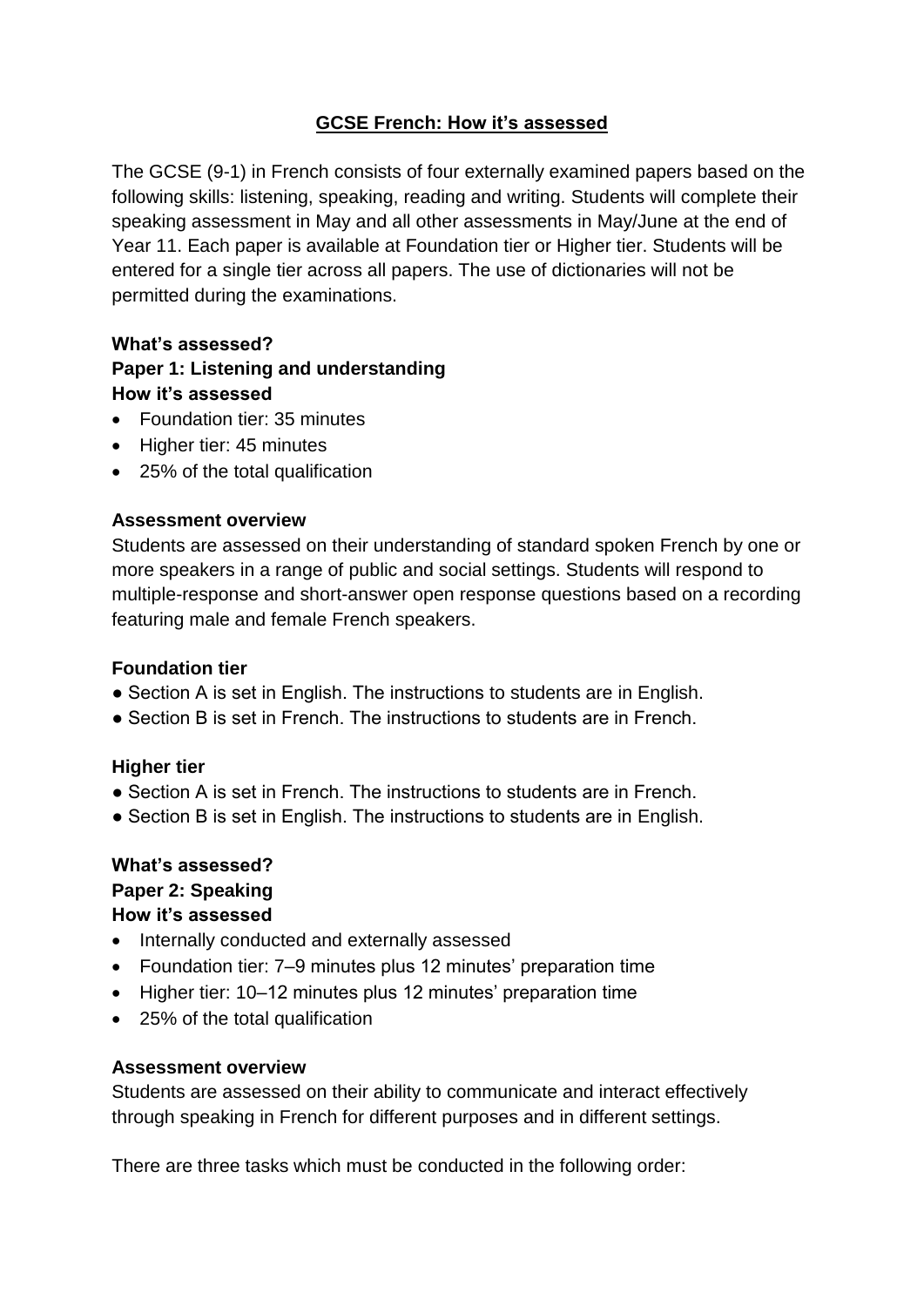## GCSE French: How it's assessed

The GCSE (9-1) in French consists of four externally examined papers based on the following skills: listening, speaking, reading and writing. Students will complete their speaking assessment in May and all other assessments in May/June at the end of Year 11. Each paper is available at Foundation tier or Higher tier. Students will be entered for a single tier across all papers. The use of dictionaries will not be permitted during the examinations.

**What's assessed?**
**Paper 1: Listening and understanding**
**How it's assessed**

- Foundation tier: 35 minutes
- Higher tier: 45 minutes
- 25% of the total qualification

**Assessment overview**

Students are assessed on their understanding of standard spoken French by one or more speakers in a range of public and social settings. Students will respond to multiple-response and short-answer open response questions based on a recording featuring male and female French speakers.

**Foundation tier**

- Section A is set in English. The instructions to students are in English.
- Section B is set in French. The instructions to students are in French.

**Higher tier**

- Section A is set in French. The instructions to students are in French.
- Section B is set in English. The instructions to students are in English.

**What's assessed?**
**Paper 2: Speaking**
**How it's assessed**

- Internally conducted and externally assessed
- Foundation tier: 7–9 minutes plus 12 minutes' preparation time
- Higher tier: 10–12 minutes plus 12 minutes' preparation time
- 25% of the total qualification

**Assessment overview**

Students are assessed on their ability to communicate and interact effectively through speaking in French for different purposes and in different settings.

There are three tasks which must be conducted in the following order: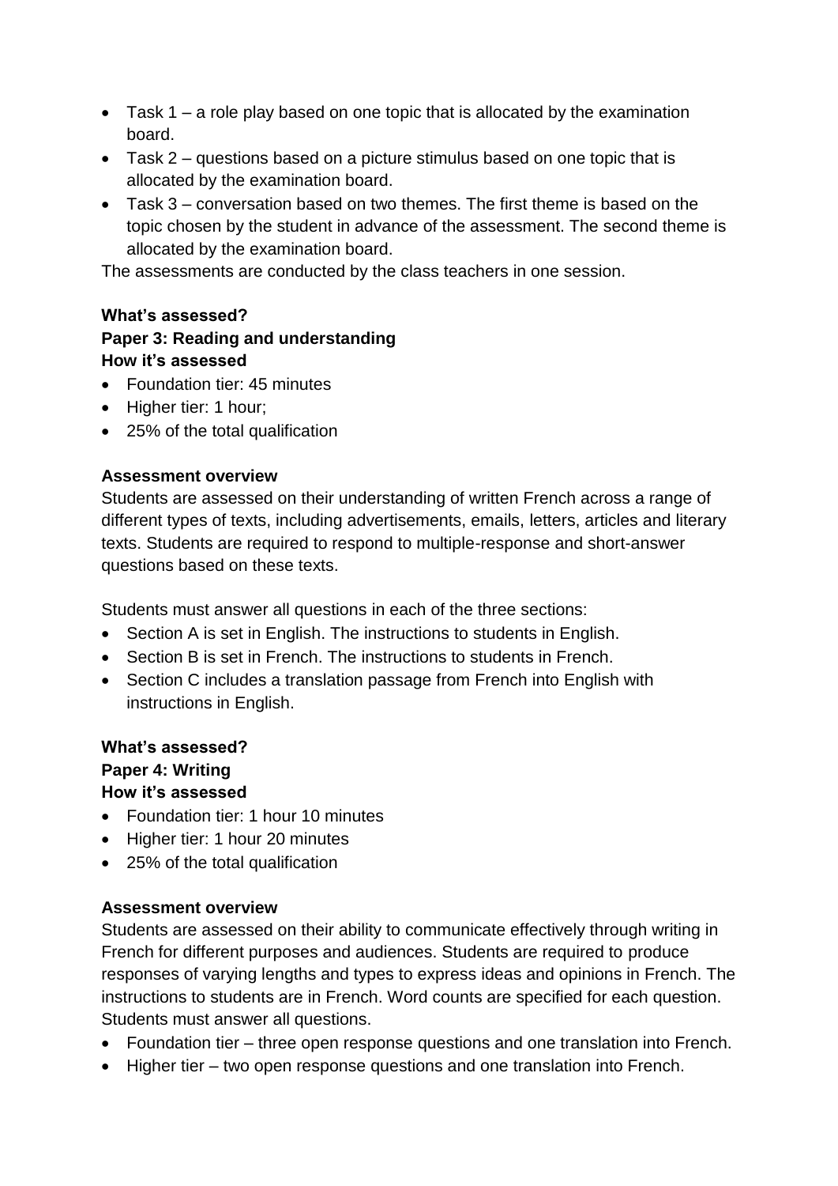- Task 1 – a role play based on one topic that is allocated by the examination board.
- Task 2 – questions based on a picture stimulus based on one topic that is allocated by the examination board.
- Task 3 – conversation based on two themes. The first theme is based on the topic chosen by the student in advance of the assessment. The second theme is allocated by the examination board.

The assessments are conducted by the class teachers in one session.

**What's assessed?**
**Paper 3: Reading and understanding**
**How it's assessed**

- Foundation tier: 45 minutes
- Higher tier: 1 hour;
- 25% of the total qualification

**Assessment overview**

Students are assessed on their understanding of written French across a range of different types of texts, including advertisements, emails, letters, articles and literary texts. Students are required to respond to multiple-response and short-answer questions based on these texts.

Students must answer all questions in each of the three sections:

- Section A is set in English. The instructions to students in English.
- Section B is set in French. The instructions to students in French.
- Section C includes a translation passage from French into English with instructions in English.

**What's assessed?**
**Paper 4: Writing**
**How it's assessed**

- Foundation tier: 1 hour 10 minutes
- Higher tier: 1 hour 20 minutes
- 25% of the total qualification

**Assessment overview**

Students are assessed on their ability to communicate effectively through writing in French for different purposes and audiences. Students are required to produce responses of varying lengths and types to express ideas and opinions in French. The instructions to students are in French. Word counts are specified for each question. Students must answer all questions.

- Foundation tier – three open response questions and one translation into French.
- Higher tier – two open response questions and one translation into French.